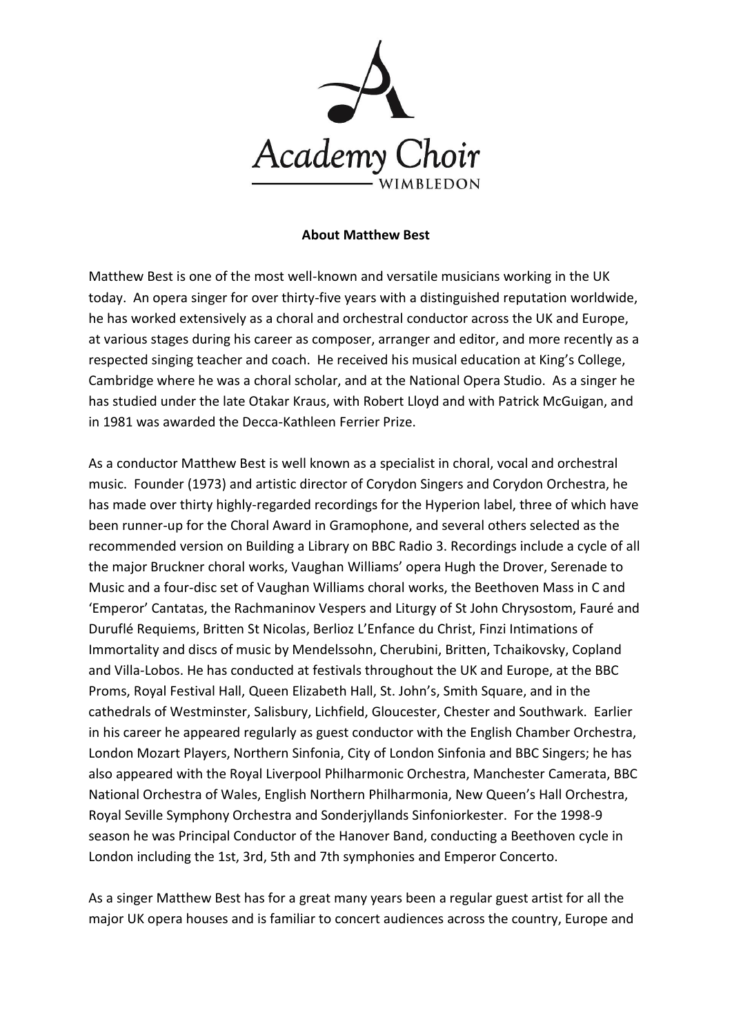Academy Choir
WIMBLEDON

**About Matthew Best**

Matthew Best is one of the most well-known and versatile musicians working in the UK today. An opera singer for over thirty-five years with a distinguished reputation worldwide, he has worked extensively as a choral and orchestral conductor across the UK and Europe, at various stages during his career as composer, arranger and editor, and more recently as a respected singing teacher and coach. He received his musical education at King's College, Cambridge where he was a choral scholar, and at the National Opera Studio. As a singer he has studied under the late Otakar Kraus, with Robert Lloyd and with Patrick McGuigan, and in 1981 was awarded the Decca-Kathleen Ferrier Prize.

As a conductor Matthew Best is well known as a specialist in choral, vocal and orchestral music. Founder (1973) and artistic director of Corydon Singers and Corydon Orchestra, he has made over thirty highly-regarded recordings for the Hyperion label, three of which have been runner-up for the Choral Award in Gramophone, and several others selected as the recommended version on Building a Library on BBC Radio 3. Recordings include a cycle of all the major Bruckner choral works, Vaughan Williams' opera Hugh the Drover, Serenade to Music and a four-disc set of Vaughan Williams choral works, the Beethoven Mass in C and 'Emperor' Cantatas, the Rachmaninov Vespers and Liturgy of St John Chrysostom, Fauré and Duruflé Requiems, Britten St Nicolas, Berlioz L'Enfance du Christ, Finzi Intimations of Immortality and discs of music by Mendelssohn, Cherubini, Britten, Tchaikovsky, Copland and Villa-Lobos. He has conducted at festivals throughout the UK and Europe, at the BBC Proms, Royal Festival Hall, Queen Elizabeth Hall, St. John's, Smith Square, and in the cathedrals of Westminster, Salisbury, Lichfield, Gloucester, Chester and Southwark. Earlier in his career he appeared regularly as guest conductor with the English Chamber Orchestra, London Mozart Players, Northern Sinfonia, City of London Sinfonia and BBC Singers; he has also appeared with the Royal Liverpool Philharmonic Orchestra, Manchester Camerata, BBC National Orchestra of Wales, English Northern Philharmonia, New Queen's Hall Orchestra, Royal Seville Symphony Orchestra and Sonderjyllands Sinfoniorkester. For the 1998-9 season he was Principal Conductor of the Hanover Band, conducting a Beethoven cycle in London including the 1st, 3rd, 5th and 7th symphonies and Emperor Concerto.

As a singer Matthew Best has for a great many years been a regular guest artist for all the major UK opera houses and is familiar to concert audiences across the country, Europe and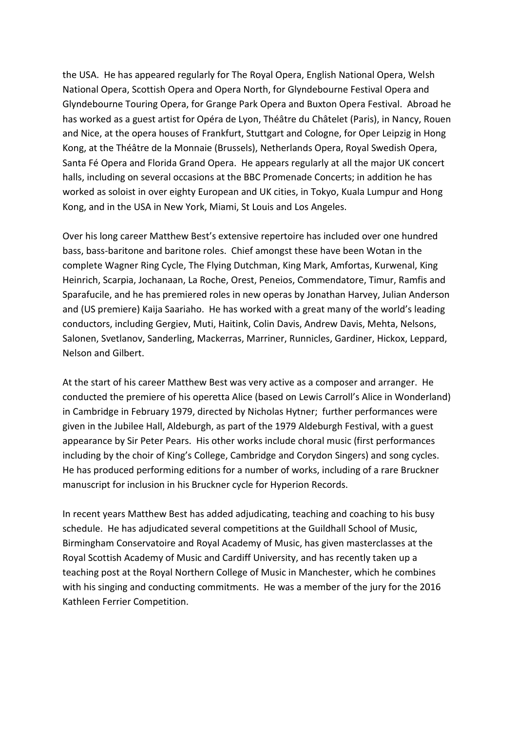the USA. He has appeared regularly for The Royal Opera, English National Opera, Welsh National Opera, Scottish Opera and Opera North, for Glyndebourne Festival Opera and Glyndebourne Touring Opera, for Grange Park Opera and Buxton Opera Festival. Abroad he has worked as a guest artist for Opéra de Lyon, Théâtre du Châtelet (Paris), in Nancy, Rouen and Nice, at the opera houses of Frankfurt, Stuttgart and Cologne, for Oper Leipzig in Hong Kong, at the Théâtre de la Monnaie (Brussels), Netherlands Opera, Royal Swedish Opera, Santa Fé Opera and Florida Grand Opera. He appears regularly at all the major UK concert halls, including on several occasions at the BBC Promenade Concerts; in addition he has worked as soloist in over eighty European and UK cities, in Tokyo, Kuala Lumpur and Hong Kong, and in the USA in New York, Miami, St Louis and Los Angeles.

Over his long career Matthew Best's extensive repertoire has included over one hundred bass, bass-baritone and baritone roles. Chief amongst these have been Wotan in the complete Wagner Ring Cycle, The Flying Dutchman, King Mark, Amfortas, Kurwenal, King Heinrich, Scarpia, Jochanaan, La Roche, Orest, Peneios, Commendatore, Timur, Ramfis and Sparafucile, and he has premiered roles in new operas by Jonathan Harvey, Julian Anderson and (US premiere) Kaija Saariaho. He has worked with a great many of the world's leading conductors, including Gergiev, Muti, Haitink, Colin Davis, Andrew Davis, Mehta, Nelsons, Salonen, Svetlanov, Sanderling, Mackerras, Marriner, Runnicles, Gardiner, Hickox, Leppard, Nelson and Gilbert.

At the start of his career Matthew Best was very active as a composer and arranger. He conducted the premiere of his operetta Alice (based on Lewis Carroll's Alice in Wonderland) in Cambridge in February 1979, directed by Nicholas Hytner; further performances were given in the Jubilee Hall, Aldeburgh, as part of the 1979 Aldeburgh Festival, with a guest appearance by Sir Peter Pears. His other works include choral music (first performances including by the choir of King's College, Cambridge and Corydon Singers) and song cycles. He has produced performing editions for a number of works, including of a rare Bruckner manuscript for inclusion in his Bruckner cycle for Hyperion Records.

In recent years Matthew Best has added adjudicating, teaching and coaching to his busy schedule. He has adjudicated several competitions at the Guildhall School of Music, Birmingham Conservatoire and Royal Academy of Music, has given masterclasses at the Royal Scottish Academy of Music and Cardiff University, and has recently taken up a teaching post at the Royal Northern College of Music in Manchester, which he combines with his singing and conducting commitments. He was a member of the jury for the 2016 Kathleen Ferrier Competition.